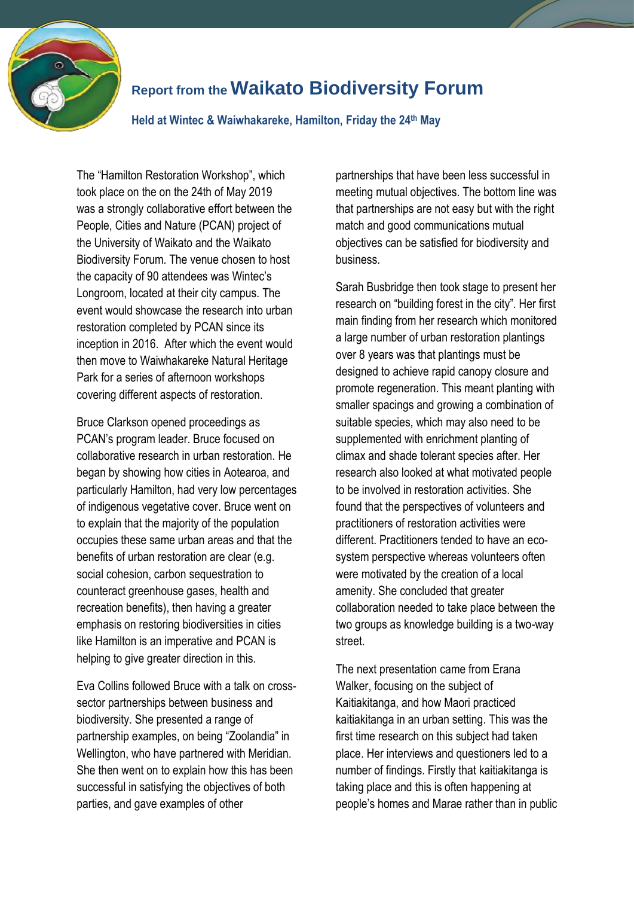## Report from the **Waikato Biodiversity Forum**

**Held at Wintec & Waiwhakareke, Hamilton, Friday the 24th May**

The "Hamilton Restoration Workshop", which took place on the on the 24th of May 2019 was a strongly collaborative effort between the People, Cities and Nature (PCAN) project of the University of Waikato and the Waikato Biodiversity Forum. The venue chosen to host the capacity of 90 attendees was Wintec's Longroom, located at their city campus. The event would showcase the research into urban restoration completed by PCAN since its inception in 2016. After which the event would then move to Waiwhakareke Natural Heritage Park for a series of afternoon workshops covering different aspects of restoration.

Bruce Clarkson opened proceedings as PCAN's program leader. Bruce focused on collaborative research in urban restoration. He began by showing how cities in Aotearoa, and particularly Hamilton, had very low percentages of indigenous vegetative cover. Bruce went on to explain that the majority of the population occupies these same urban areas and that the benefits of urban restoration are clear (e.g. social cohesion, carbon sequestration to counteract greenhouse gases, health and recreation benefits), then having a greater emphasis on restoring biodiversities in cities like Hamilton is an imperative and PCAN is helping to give greater direction in this.

Eva Collins followed Bruce with a talk on cross-sector partnerships between business and biodiversity. She presented a range of partnership examples, on being "Zoolandia" in Wellington, who have partnered with Meridian. She then went on to explain how this has been successful in satisfying the objectives of both parties, and gave examples of other partnerships that have been less successful in meeting mutual objectives. The bottom line was that partnerships are not easy but with the right match and good communications mutual objectives can be satisfied for biodiversity and business.

Sarah Busbridge then took stage to present her research on "building forest in the city". Her first main finding from her research which monitored a large number of urban restoration plantings over 8 years was that plantings must be designed to achieve rapid canopy closure and promote regeneration. This meant planting with smaller spacings and growing a combination of suitable species, which may also need to be supplemented with enrichment planting of climax and shade tolerant species after. Her research also looked at what motivated people to be involved in restoration activities. She found that the perspectives of volunteers and practitioners of restoration activities were different. Practitioners tended to have an eco-system perspective whereas volunteers often were motivated by the creation of a local amenity. She concluded that greater collaboration needed to take place between the two groups as knowledge building is a two-way street.

The next presentation came from Erana Walker, focusing on the subject of Kaitiakitanga, and how Maori practiced kaitiakitanga in an urban setting. This was the first time research on this subject had taken place. Her interviews and questioners led to a number of findings. Firstly that kaitiakitanga is taking place and this is often happening at people's homes and Marae rather than in public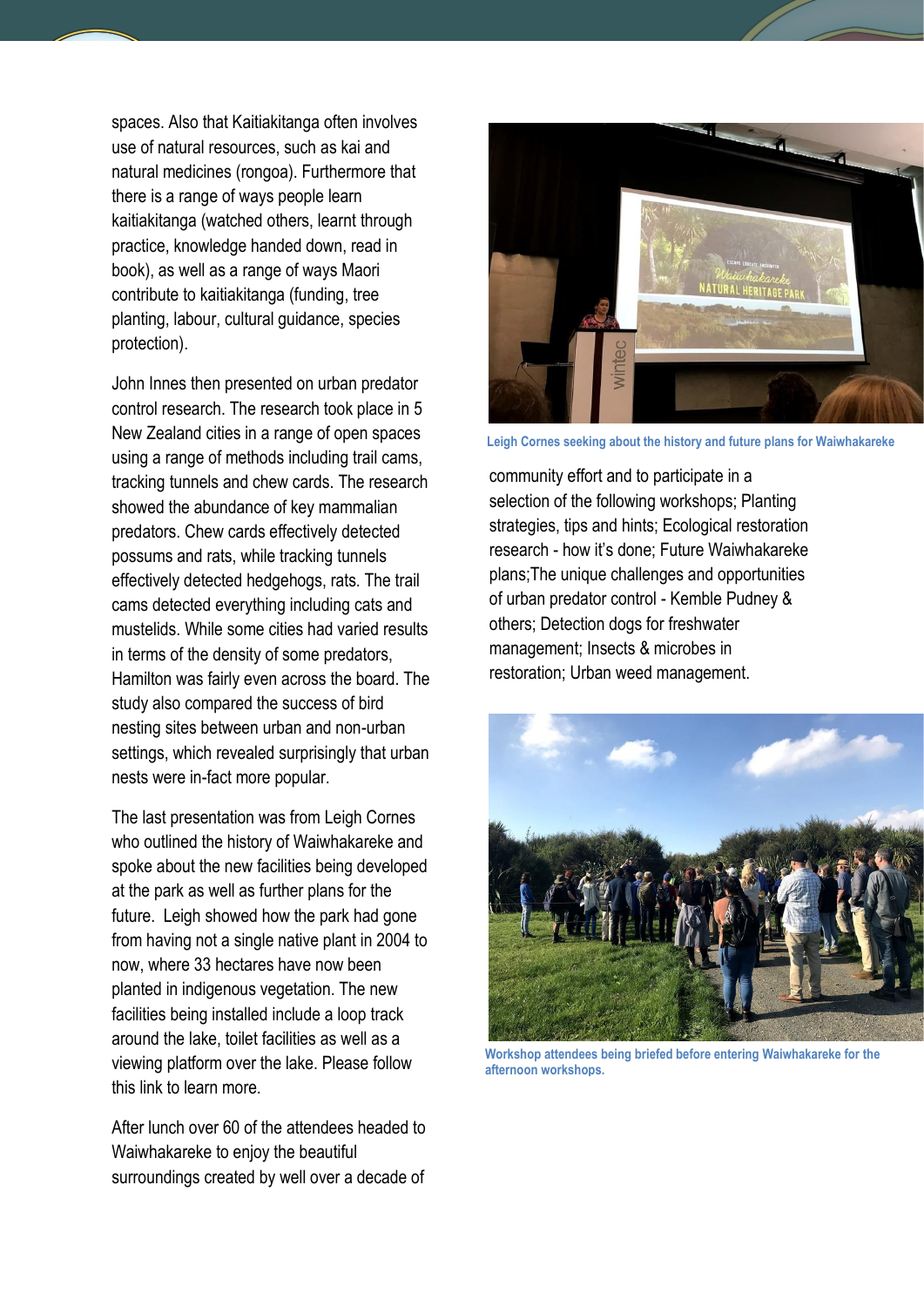spaces. Also that Kaitiakitanga often involves use of natural resources, such as kai and natural medicines (rongoa). Furthermore that there is a range of ways people learn kaitiakitanga (watched others, learnt through practice, knowledge handed down, read in book), as well as a range of ways Maori contribute to kaitiakitanga (funding, tree planting, labour, cultural guidance, species protection).

John Innes then presented on urban predator control research. The research took place in 5 New Zealand cities in a range of open spaces using a range of methods including trail cams, tracking tunnels and chew cards. The research showed the abundance of key mammalian predators. Chew cards effectively detected possums and rats, while tracking tunnels effectively detected hedgehogs, rats. The trail cams detected everything including cats and mustelids. While some cities had varied results in terms of the density of some predators, Hamilton was fairly even across the board. The study also compared the success of bird nesting sites between urban and non-urban settings, which revealed surprisingly that urban nests were in-fact more popular.

The last presentation was from Leigh Cornes who outlined the history of Waiwhakareke and spoke about the new facilities being developed at the park as well as further plans for the future. Leigh showed how the park had gone from having not a single native plant in 2004 to now, where 33 hectares have now been planted in indigenous vegetation. The new facilities being installed include a loop track around the lake, toilet facilities as well as a viewing platform over the lake. Please follow this link to learn more.

After lunch over 60 of the attendees headed to Waiwhakareke to enjoy the beautiful surroundings created by well over a decade of community effort and to participate in a selection of the following workshops; Planting strategies, tips and hints; Ecological restoration research - how it's done; Future Waiwhakareke plans;The unique challenges and opportunities of urban predator control - Kemble Pudney & others; Detection dogs for freshwater management; Insects & microbes in restoration; Urban weed management.

Leigh Cornes seeking about the history and future plans for Waiwhakareke

Workshop attendees being briefed before entering Waiwhakareke for the afternoon workshops.